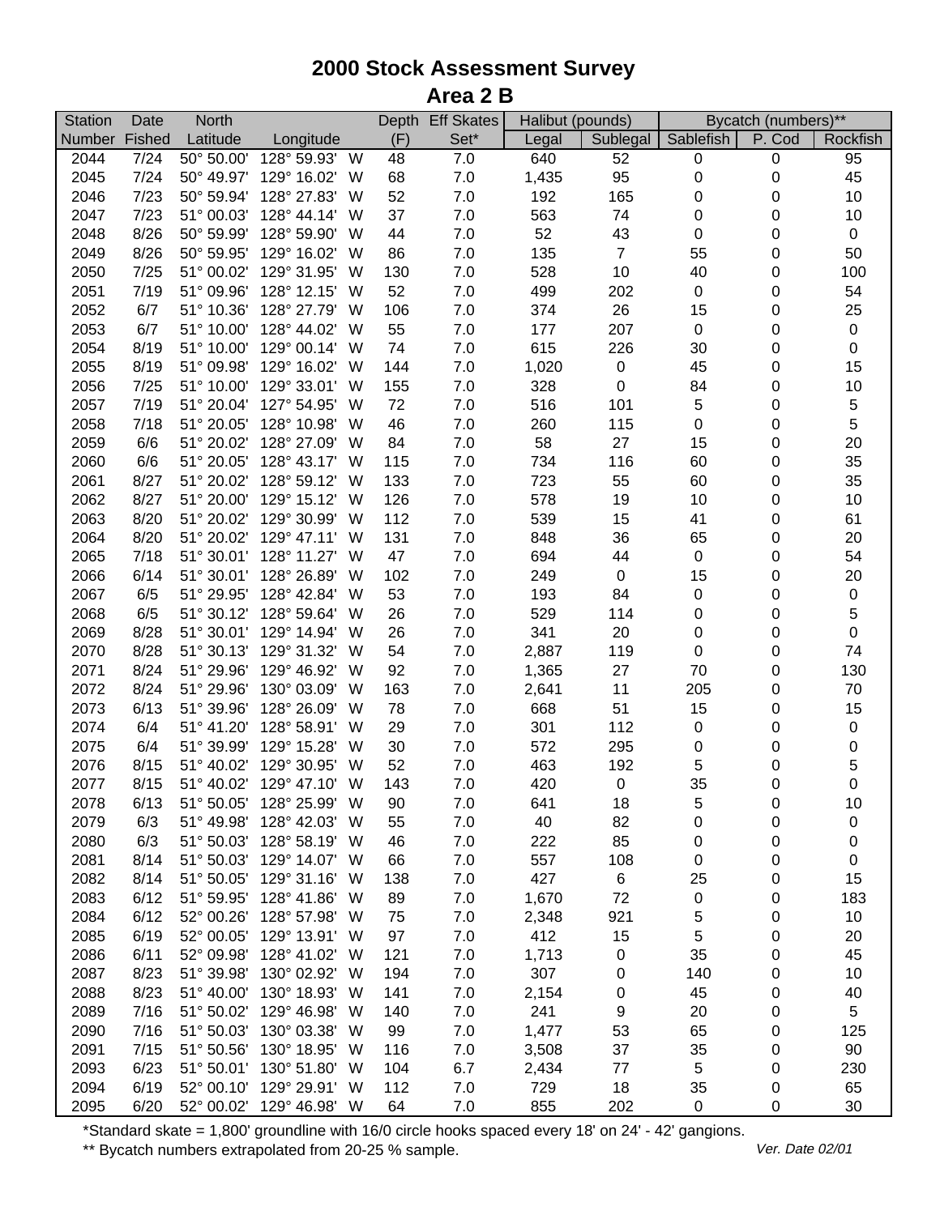# 2000 Stock Assessment Survey

## Area 2 B

| Station Number | Date Fished | North Latitude | Longitude | | Depth (F) | Eff Skates Set* | Halibut (pounds) Legal | Sublegal | Bycatch (numbers)** Sablefish | P. Cod | Rockfish |
|---|---|---|---|---|---|---|---|---|---|---|---|
| 2044 | 7/24 | 50° 50.00' | 128° 59.93' | W | 48 | 7.0 | 640 | 52 | 0 | 0 | 95 |
| 2045 | 7/24 | 50° 49.97' | 129° 16.02' | W | 68 | 7.0 | 1,435 | 95 | 0 | 0 | 45 |
| 2046 | 7/23 | 50° 59.94' | 128° 27.83' | W | 52 | 7.0 | 192 | 165 | 0 | 0 | 10 |
| 2047 | 7/23 | 51° 00.03' | 128° 44.14' | W | 37 | 7.0 | 563 | 74 | 0 | 0 | 10 |
| 2048 | 8/26 | 50° 59.99' | 128° 59.90' | W | 44 | 7.0 | 52 | 43 | 0 | 0 | 0 |
| 2049 | 8/26 | 50° 59.95' | 129° 16.02' | W | 86 | 7.0 | 135 | 7 | 55 | 0 | 50 |
| 2050 | 7/25 | 51° 00.02' | 129° 31.95' | W | 130 | 7.0 | 528 | 10 | 40 | 0 | 100 |
| 2051 | 7/19 | 51° 09.96' | 128° 12.15' | W | 52 | 7.0 | 499 | 202 | 0 | 0 | 54 |
| 2052 | 6/7 | 51° 10.36' | 128° 27.79' | W | 106 | 7.0 | 374 | 26 | 15 | 0 | 25 |
| 2053 | 6/7 | 51° 10.00' | 128° 44.02' | W | 55 | 7.0 | 177 | 207 | 0 | 0 | 0 |
| 2054 | 8/19 | 51° 10.00' | 129° 00.14' | W | 74 | 7.0 | 615 | 226 | 30 | 0 | 0 |
| 2055 | 8/19 | 51° 09.98' | 129° 16.02' | W | 144 | 7.0 | 1,020 | 0 | 45 | 0 | 15 |
| 2056 | 7/25 | 51° 10.00' | 129° 33.01' | W | 155 | 7.0 | 328 | 0 | 84 | 0 | 10 |
| 2057 | 7/19 | 51° 20.04' | 127° 54.95' | W | 72 | 7.0 | 516 | 101 | 5 | 0 | 5 |
| 2058 | 7/18 | 51° 20.05' | 128° 10.98' | W | 46 | 7.0 | 260 | 115 | 0 | 0 | 5 |
| 2059 | 6/6 | 51° 20.02' | 128° 27.09' | W | 84 | 7.0 | 58 | 27 | 15 | 0 | 20 |
| 2060 | 6/6 | 51° 20.05' | 128° 43.17' | W | 115 | 7.0 | 734 | 116 | 60 | 0 | 35 |
| 2061 | 8/27 | 51° 20.02' | 128° 59.12' | W | 133 | 7.0 | 723 | 55 | 60 | 0 | 35 |
| 2062 | 8/27 | 51° 20.00' | 129° 15.12' | W | 126 | 7.0 | 578 | 19 | 10 | 0 | 10 |
| 2063 | 8/20 | 51° 20.02' | 129° 30.99' | W | 112 | 7.0 | 539 | 15 | 41 | 0 | 61 |
| 2064 | 8/20 | 51° 20.02' | 129° 47.11' | W | 131 | 7.0 | 848 | 36 | 65 | 0 | 20 |
| 2065 | 7/18 | 51° 30.01' | 128° 11.27' | W | 47 | 7.0 | 694 | 44 | 0 | 0 | 54 |
| 2066 | 6/14 | 51° 30.01' | 128° 26.89' | W | 102 | 7.0 | 249 | 0 | 15 | 0 | 20 |
| 2067 | 6/5 | 51° 29.95' | 128° 42.84' | W | 53 | 7.0 | 193 | 84 | 0 | 0 | 0 |
| 2068 | 6/5 | 51° 30.12' | 128° 59.64' | W | 26 | 7.0 | 529 | 114 | 0 | 0 | 5 |
| 2069 | 8/28 | 51° 30.01' | 129° 14.94' | W | 26 | 7.0 | 341 | 20 | 0 | 0 | 0 |
| 2070 | 8/28 | 51° 30.13' | 129° 31.32' | W | 54 | 7.0 | 2,887 | 119 | 0 | 0 | 74 |
| 2071 | 8/24 | 51° 29.96' | 129° 46.92' | W | 92 | 7.0 | 1,365 | 27 | 70 | 0 | 130 |
| 2072 | 8/24 | 51° 29.96' | 130° 03.09' | W | 163 | 7.0 | 2,641 | 11 | 205 | 0 | 70 |
| 2073 | 6/13 | 51° 39.96' | 128° 26.09' | W | 78 | 7.0 | 668 | 51 | 15 | 0 | 15 |
| 2074 | 6/4 | 51° 41.20' | 128° 58.91' | W | 29 | 7.0 | 301 | 112 | 0 | 0 | 0 |
| 2075 | 6/4 | 51° 39.99' | 129° 15.28' | W | 30 | 7.0 | 572 | 295 | 0 | 0 | 0 |
| 2076 | 8/15 | 51° 40.02' | 129° 30.95' | W | 52 | 7.0 | 463 | 192 | 5 | 0 | 5 |
| 2077 | 8/15 | 51° 40.02' | 129° 47.10' | W | 143 | 7.0 | 420 | 0 | 35 | 0 | 0 |
| 2078 | 6/13 | 51° 50.05' | 128° 25.99' | W | 90 | 7.0 | 641 | 18 | 5 | 0 | 10 |
| 2079 | 6/3 | 51° 49.98' | 128° 42.03' | W | 55 | 7.0 | 40 | 82 | 0 | 0 | 0 |
| 2080 | 6/3 | 51° 50.03' | 128° 58.19' | W | 46 | 7.0 | 222 | 85 | 0 | 0 | 0 |
| 2081 | 8/14 | 51° 50.03' | 129° 14.07' | W | 66 | 7.0 | 557 | 108 | 0 | 0 | 0 |
| 2082 | 8/14 | 51° 50.05' | 129° 31.16' | W | 138 | 7.0 | 427 | 6 | 25 | 0 | 15 |
| 2083 | 6/12 | 51° 59.95' | 128° 41.86' | W | 89 | 7.0 | 1,670 | 72 | 0 | 0 | 183 |
| 2084 | 6/12 | 52° 00.26' | 128° 57.98' | W | 75 | 7.0 | 2,348 | 921 | 5 | 0 | 10 |
| 2085 | 6/19 | 52° 00.05' | 129° 13.91' | W | 97 | 7.0 | 412 | 15 | 5 | 0 | 20 |
| 2086 | 6/11 | 52° 09.98' | 128° 41.02' | W | 121 | 7.0 | 1,713 | 0 | 35 | 0 | 45 |
| 2087 | 8/23 | 51° 39.98' | 130° 02.92' | W | 194 | 7.0 | 307 | 0 | 140 | 0 | 10 |
| 2088 | 8/23 | 51° 40.00' | 130° 18.93' | W | 141 | 7.0 | 2,154 | 0 | 45 | 0 | 40 |
| 2089 | 7/16 | 51° 50.02' | 129° 46.98' | W | 140 | 7.0 | 241 | 9 | 20 | 0 | 5 |
| 2090 | 7/16 | 51° 50.03' | 130° 03.38' | W | 99 | 7.0 | 1,477 | 53 | 65 | 0 | 125 |
| 2091 | 7/15 | 51° 50.56' | 130° 18.95' | W | 116 | 7.0 | 3,508 | 37 | 35 | 0 | 90 |
| 2093 | 6/23 | 51° 50.01' | 130° 51.80' | W | 104 | 6.7 | 2,434 | 77 | 5 | 0 | 230 |
| 2094 | 6/19 | 52° 00.10' | 129° 29.91' | W | 112 | 7.0 | 729 | 18 | 35 | 0 | 65 |
| 2095 | 6/20 | 52° 00.02' | 129° 46.98' | W | 64 | 7.0 | 855 | 202 | 0 | 0 | 30 |

*Standard skate = 1,800' groundline with 16/0 circle hooks spaced every 18' on 24' - 42' gangions.

** Bycatch numbers extrapolated from 20-25 % sample.

*Ver. Date 02/01*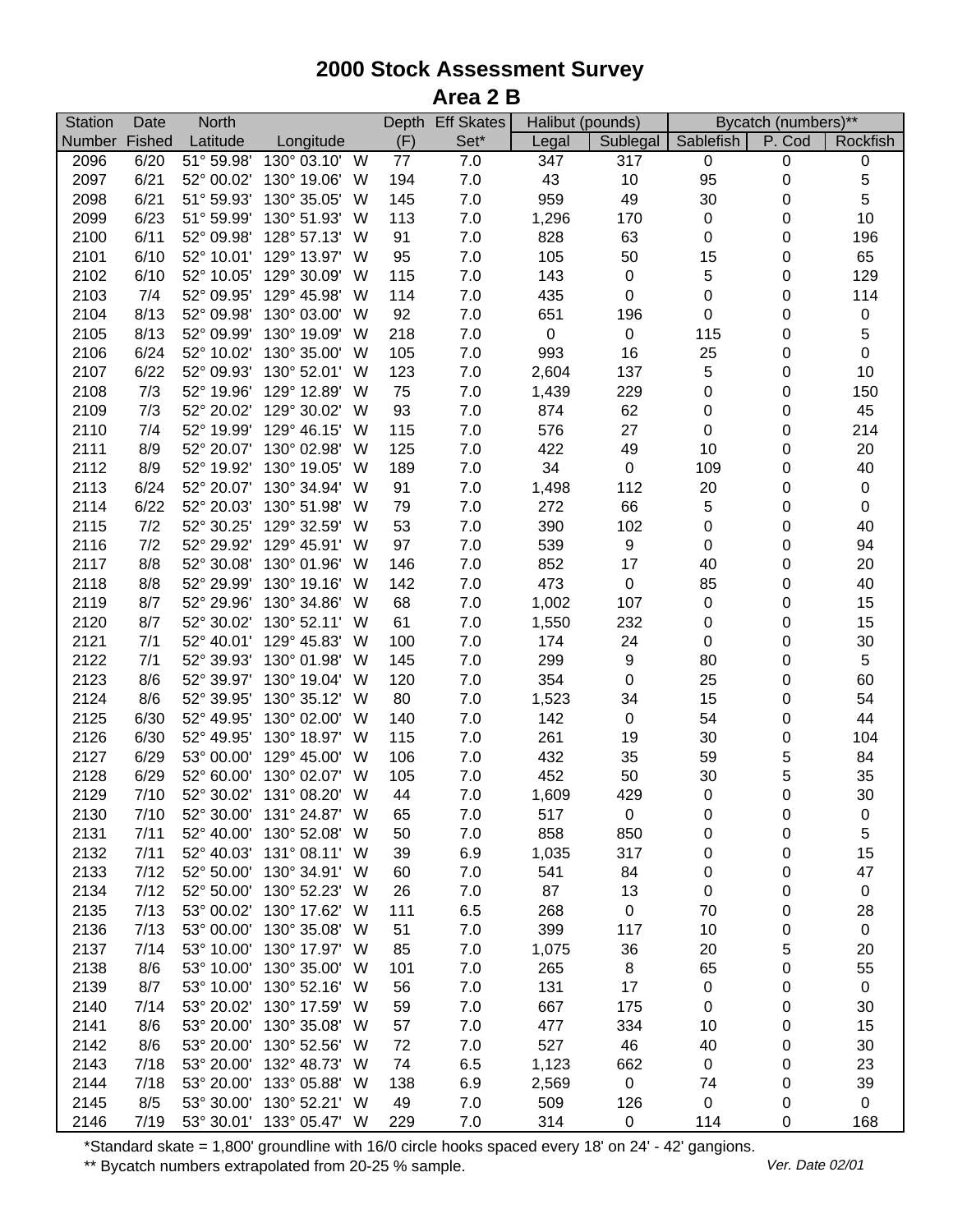# 2000 Stock Assessment Survey

## Area 2 B

| Station | Date | North | | | Depth | Eff Skates | Halibut (pounds) | | Bycatch (numbers)** | | |
|---|---|---|---|---|---|---|---|---|---|---|---|
| Number | Fished | Latitude | Longitude | | (F) | Set* | Legal | Sublegal | Sablefish | P. Cod | Rockfish |
| 2096 | 6/20 | 51° 59.98' | 130° 03.10' | W | 77 | 7.0 | 347 | 317 | 0 | 0 | 0 |
| 2097 | 6/21 | 52° 00.02' | 130° 19.06' | W | 194 | 7.0 | 43 | 10 | 95 | 0 | 5 |
| 2098 | 6/21 | 51° 59.93' | 130° 35.05' | W | 145 | 7.0 | 959 | 49 | 30 | 0 | 5 |
| 2099 | 6/23 | 51° 59.99' | 130° 51.93' | W | 113 | 7.0 | 1,296 | 170 | 0 | 0 | 10 |
| 2100 | 6/11 | 52° 09.98' | 128° 57.13' | W | 91 | 7.0 | 828 | 63 | 0 | 0 | 196 |
| 2101 | 6/10 | 52° 10.01' | 129° 13.97' | W | 95 | 7.0 | 105 | 50 | 15 | 0 | 65 |
| 2102 | 6/10 | 52° 10.05' | 129° 30.09' | W | 115 | 7.0 | 143 | 0 | 5 | 0 | 129 |
| 2103 | 7/4 | 52° 09.95' | 129° 45.98' | W | 114 | 7.0 | 435 | 0 | 0 | 0 | 114 |
| 2104 | 8/13 | 52° 09.98' | 130° 03.00' | W | 92 | 7.0 | 651 | 196 | 0 | 0 | 0 |
| 2105 | 8/13 | 52° 09.99' | 130° 19.09' | W | 218 | 7.0 | 0 | 0 | 115 | 0 | 5 |
| 2106 | 6/24 | 52° 10.02' | 130° 35.00' | W | 105 | 7.0 | 993 | 16 | 25 | 0 | 0 |
| 2107 | 6/22 | 52° 09.93' | 130° 52.01' | W | 123 | 7.0 | 2,604 | 137 | 5 | 0 | 10 |
| 2108 | 7/3 | 52° 19.96' | 129° 12.89' | W | 75 | 7.0 | 1,439 | 229 | 0 | 0 | 150 |
| 2109 | 7/3 | 52° 20.02' | 129° 30.02' | W | 93 | 7.0 | 874 | 62 | 0 | 0 | 45 |
| 2110 | 7/4 | 52° 19.99' | 129° 46.15' | W | 115 | 7.0 | 576 | 27 | 0 | 0 | 214 |
| 2111 | 8/9 | 52° 20.07' | 130° 02.98' | W | 125 | 7.0 | 422 | 49 | 10 | 0 | 20 |
| 2112 | 8/9 | 52° 19.92' | 130° 19.05' | W | 189 | 7.0 | 34 | 0 | 109 | 0 | 40 |
| 2113 | 6/24 | 52° 20.07' | 130° 34.94' | W | 91 | 7.0 | 1,498 | 112 | 20 | 0 | 0 |
| 2114 | 6/22 | 52° 20.03' | 130° 51.98' | W | 79 | 7.0 | 272 | 66 | 5 | 0 | 0 |
| 2115 | 7/2 | 52° 30.25' | 129° 32.59' | W | 53 | 7.0 | 390 | 102 | 0 | 0 | 40 |
| 2116 | 7/2 | 52° 29.92' | 129° 45.91' | W | 97 | 7.0 | 539 | 9 | 0 | 0 | 94 |
| 2117 | 8/8 | 52° 30.08' | 130° 01.96' | W | 146 | 7.0 | 852 | 17 | 40 | 0 | 20 |
| 2118 | 8/8 | 52° 29.99' | 130° 19.16' | W | 142 | 7.0 | 473 | 0 | 85 | 0 | 40 |
| 2119 | 8/7 | 52° 29.96' | 130° 34.86' | W | 68 | 7.0 | 1,002 | 107 | 0 | 0 | 15 |
| 2120 | 8/7 | 52° 30.02' | 130° 52.11' | W | 61 | 7.0 | 1,550 | 232 | 0 | 0 | 15 |
| 2121 | 7/1 | 52° 40.01' | 129° 45.83' | W | 100 | 7.0 | 174 | 24 | 0 | 0 | 30 |
| 2122 | 7/1 | 52° 39.93' | 130° 01.98' | W | 145 | 7.0 | 299 | 9 | 80 | 0 | 5 |
| 2123 | 8/6 | 52° 39.97' | 130° 19.04' | W | 120 | 7.0 | 354 | 0 | 25 | 0 | 60 |
| 2124 | 8/6 | 52° 39.95' | 130° 35.12' | W | 80 | 7.0 | 1,523 | 34 | 15 | 0 | 54 |
| 2125 | 6/30 | 52° 49.95' | 130° 02.00' | W | 140 | 7.0 | 142 | 0 | 54 | 0 | 44 |
| 2126 | 6/30 | 52° 49.95' | 130° 18.97' | W | 115 | 7.0 | 261 | 19 | 30 | 0 | 104 |
| 2127 | 6/29 | 53° 00.00' | 129° 45.00' | W | 106 | 7.0 | 432 | 35 | 59 | 5 | 84 |
| 2128 | 6/29 | 52° 60.00' | 130° 02.07' | W | 105 | 7.0 | 452 | 50 | 30 | 5 | 35 |
| 2129 | 7/10 | 52° 30.02' | 131° 08.20' | W | 44 | 7.0 | 1,609 | 429 | 0 | 0 | 30 |
| 2130 | 7/10 | 52° 30.00' | 131° 24.87' | W | 65 | 7.0 | 517 | 0 | 0 | 0 | 0 |
| 2131 | 7/11 | 52° 40.00' | 130° 52.08' | W | 50 | 7.0 | 858 | 850 | 0 | 0 | 5 |
| 2132 | 7/11 | 52° 40.03' | 131° 08.11' | W | 39 | 6.9 | 1,035 | 317 | 0 | 0 | 15 |
| 2133 | 7/12 | 52° 50.00' | 130° 34.91' | W | 60 | 7.0 | 541 | 84 | 0 | 0 | 47 |
| 2134 | 7/12 | 52° 50.00' | 130° 52.23' | W | 26 | 7.0 | 87 | 13 | 0 | 0 | 0 |
| 2135 | 7/13 | 53° 00.02' | 130° 17.62' | W | 111 | 6.5 | 268 | 0 | 70 | 0 | 28 |
| 2136 | 7/13 | 53° 00.00' | 130° 35.08' | W | 51 | 7.0 | 399 | 117 | 10 | 0 | 0 |
| 2137 | 7/14 | 53° 10.00' | 130° 17.97' | W | 85 | 7.0 | 1,075 | 36 | 20 | 5 | 20 |
| 2138 | 8/6 | 53° 10.00' | 130° 35.00' | W | 101 | 7.0 | 265 | 8 | 65 | 0 | 55 |
| 2139 | 8/7 | 53° 10.00' | 130° 52.16' | W | 56 | 7.0 | 131 | 17 | 0 | 0 | 0 |
| 2140 | 7/14 | 53° 20.02' | 130° 17.59' | W | 59 | 7.0 | 667 | 175 | 0 | 0 | 30 |
| 2141 | 8/6 | 53° 20.00' | 130° 35.08' | W | 57 | 7.0 | 477 | 334 | 10 | 0 | 15 |
| 2142 | 8/6 | 53° 20.00' | 130° 52.56' | W | 72 | 7.0 | 527 | 46 | 40 | 0 | 30 |
| 2143 | 7/18 | 53° 20.00' | 132° 48.73' | W | 74 | 6.5 | 1,123 | 662 | 0 | 0 | 23 |
| 2144 | 7/18 | 53° 20.00' | 133° 05.88' | W | 138 | 6.9 | 2,569 | 0 | 74 | 0 | 39 |
| 2145 | 8/5 | 53° 30.00' | 130° 52.21' | W | 49 | 7.0 | 509 | 126 | 0 | 0 | 0 |
| 2146 | 7/19 | 53° 30.01' | 133° 05.47' | W | 229 | 7.0 | 314 | 0 | 114 | 0 | 168 |

*Standard skate = 1,800' groundline with 16/0 circle hooks spaced every 18' on 24' - 42' gangions.

** Bycatch numbers extrapolated from 20-25 % sample.

*Ver. Date 02/01*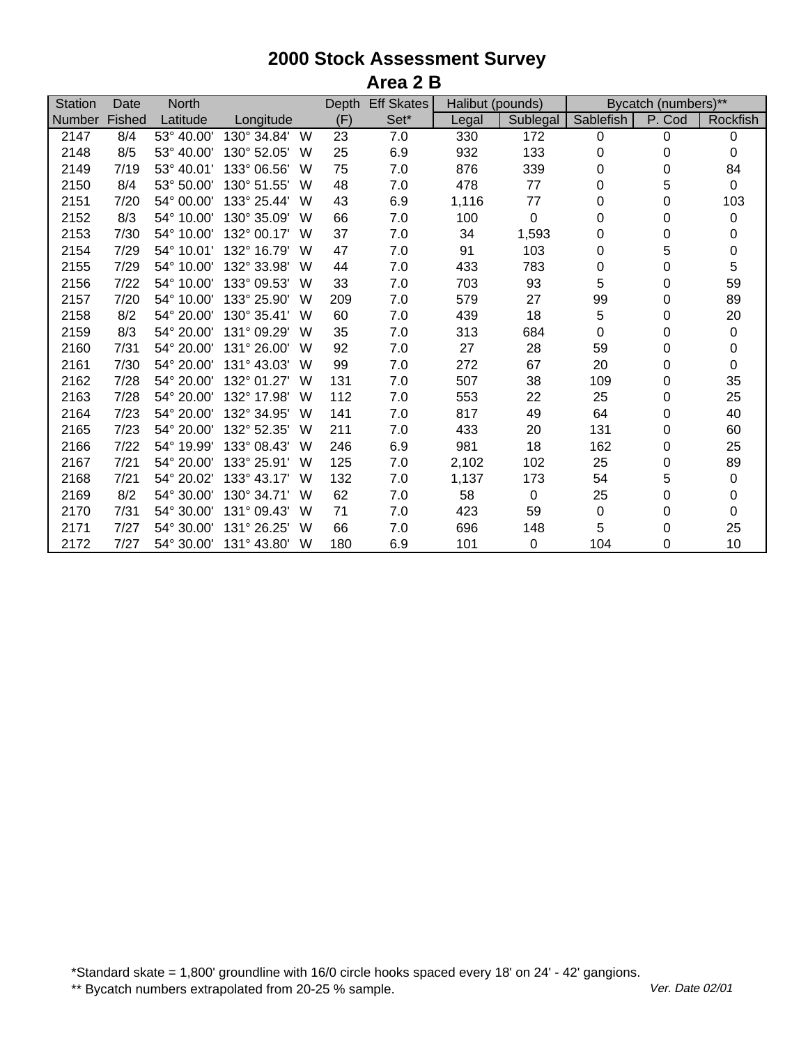# 2000 Stock Assessment Survey
## Area 2 B

| Station | Date | North | | | Depth | Eff Skates | Halibut (pounds) | | Bycatch (numbers)** | | |
|---|---|---|---|---|---|---|---|---|---|---|---|
| Number | Fished | Latitude | Longitude | | (F) | Set* | Legal | Sublegal | Sablefish | P. Cod | Rockfish |
| 2147 | 8/4 | 53° 40.00' | 130° 34.84' | W | 23 | 7.0 | 330 | 172 | 0 | 0 | 0 |
| 2148 | 8/5 | 53° 40.00' | 130° 52.05' | W | 25 | 6.9 | 932 | 133 | 0 | 0 | 0 |
| 2149 | 7/19 | 53° 40.01' | 133° 06.56' | W | 75 | 7.0 | 876 | 339 | 0 | 0 | 84 |
| 2150 | 8/4 | 53° 50.00' | 130° 51.55' | W | 48 | 7.0 | 478 | 77 | 0 | 5 | 0 |
| 2151 | 7/20 | 54° 00.00' | 133° 25.44' | W | 43 | 6.9 | 1,116 | 77 | 0 | 0 | 103 |
| 2152 | 8/3 | 54° 10.00' | 130° 35.09' | W | 66 | 7.0 | 100 | 0 | 0 | 0 | 0 |
| 2153 | 7/30 | 54° 10.00' | 132° 00.17' | W | 37 | 7.0 | 34 | 1,593 | 0 | 0 | 0 |
| 2154 | 7/29 | 54° 10.01' | 132° 16.79' | W | 47 | 7.0 | 91 | 103 | 0 | 5 | 0 |
| 2155 | 7/29 | 54° 10.00' | 132° 33.98' | W | 44 | 7.0 | 433 | 783 | 0 | 0 | 5 |
| 2156 | 7/22 | 54° 10.00' | 133° 09.53' | W | 33 | 7.0 | 703 | 93 | 5 | 0 | 59 |
| 2157 | 7/20 | 54° 10.00' | 133° 25.90' | W | 209 | 7.0 | 579 | 27 | 99 | 0 | 89 |
| 2158 | 8/2 | 54° 20.00' | 130° 35.41' | W | 60 | 7.0 | 439 | 18 | 5 | 0 | 20 |
| 2159 | 8/3 | 54° 20.00' | 131° 09.29' | W | 35 | 7.0 | 313 | 684 | 0 | 0 | 0 |
| 2160 | 7/31 | 54° 20.00' | 131° 26.00' | W | 92 | 7.0 | 27 | 28 | 59 | 0 | 0 |
| 2161 | 7/30 | 54° 20.00' | 131° 43.03' | W | 99 | 7.0 | 272 | 67 | 20 | 0 | 0 |
| 2162 | 7/28 | 54° 20.00' | 132° 01.27' | W | 131 | 7.0 | 507 | 38 | 109 | 0 | 35 |
| 2163 | 7/28 | 54° 20.00' | 132° 17.98' | W | 112 | 7.0 | 553 | 22 | 25 | 0 | 25 |
| 2164 | 7/23 | 54° 20.00' | 132° 34.95' | W | 141 | 7.0 | 817 | 49 | 64 | 0 | 40 |
| 2165 | 7/23 | 54° 20.00' | 132° 52.35' | W | 211 | 7.0 | 433 | 20 | 131 | 0 | 60 |
| 2166 | 7/22 | 54° 19.99' | 133° 08.43' | W | 246 | 6.9 | 981 | 18 | 162 | 0 | 25 |
| 2167 | 7/21 | 54° 20.00' | 133° 25.91' | W | 125 | 7.0 | 2,102 | 102 | 25 | 0 | 89 |
| 2168 | 7/21 | 54° 20.02' | 133° 43.17' | W | 132 | 7.0 | 1,137 | 173 | 54 | 5 | 0 |
| 2169 | 8/2 | 54° 30.00' | 130° 34.71' | W | 62 | 7.0 | 58 | 0 | 25 | 0 | 0 |
| 2170 | 7/31 | 54° 30.00' | 131° 09.43' | W | 71 | 7.0 | 423 | 59 | 0 | 0 | 0 |
| 2171 | 7/27 | 54° 30.00' | 131° 26.25' | W | 66 | 7.0 | 696 | 148 | 5 | 0 | 25 |
| 2172 | 7/27 | 54° 30.00' | 131° 43.80' | W | 180 | 6.9 | 101 | 0 | 104 | 0 | 10 |

*Standard skate = 1,800' groundline with 16/0 circle hooks spaced every 18' on 24' - 42' gangions.

** Bycatch numbers extrapolated from 20-25 % sample.

*Ver. Date 02/01*